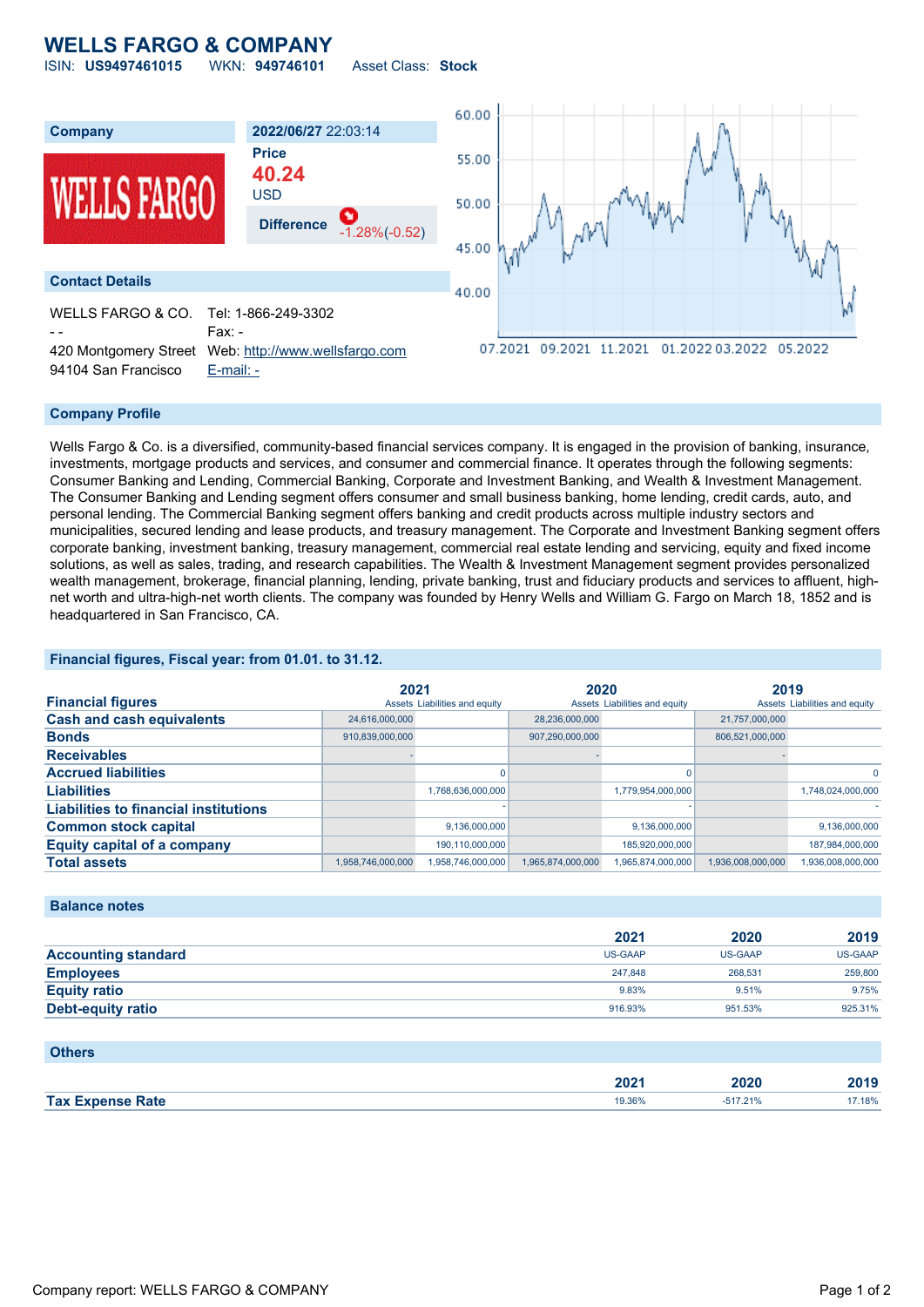# WELLS FARGO & COMPANY

ISIN: **US9497461015** WKN: **949746101** Asset Class: **Stock**

| Company | 2022/06/27 22:03:14 |
|---|---|
| | **Price** |
| | **40.24** |
| | USD |
| | **Difference** -1.28%(-0.52) |

## Contact Details

| | |
|---|---|
| WELLS FARGO & CO. | Tel: 1-866-249-3302 |
| - - | Fax: - |
| 420 Montgomery Street | Web: http://www.wellsfargo.com |
| 94104 San Francisco | E-mail: - |

## Company Profile

Wells Fargo & Co. is a diversified, community-based financial services company. It is engaged in the provision of banking, insurance, investments, mortgage products and services, and consumer and commercial finance. It operates through the following segments: Consumer Banking and Lending, Commercial Banking, Corporate and Investment Banking, and Wealth & Investment Management. The Consumer Banking and Lending segment offers consumer and small business banking, home lending, credit cards, auto, and personal lending. The Commercial Banking segment offers banking and credit products across multiple industry sectors and municipalities, secured lending and lease products, and treasury management. The Corporate and Investment Banking segment offers corporate banking, investment banking, treasury management, commercial real estate lending and servicing, equity and fixed income solutions, as well as sales, trading, and research capabilities. The Wealth & Investment Management segment provides personalized wealth management, brokerage, financial planning, lending, private banking, trust and fiduciary products and services to affluent, high-net worth and ultra-high-net worth clients. The company was founded by Henry Wells and William G. Fargo on March 18, 1852 and is headquartered in San Francisco, CA.

## Financial figures, Fiscal year: from 01.01. to 31.12.

| Financial figures | 2021 | | 2020 | | 2019 | |
|---|---|---|---|---|---|---|
| | Assets | Liabilities and equity | Assets | Liabilities and equity | Assets | Liabilities and equity |
| **Cash and cash equivalents** | 24,616,000,000 | | 28,236,000,000 | | 21,757,000,000 | |
| **Bonds** | 910,839,000,000 | | 907,290,000,000 | | 806,521,000,000 | |
| **Receivables** | - | | - | | - | |
| **Accrued liabilities** | | 0 | | 0 | | 0 |
| **Liabilities** | | 1,768,636,000,000 | | 1,779,954,000,000 | | 1,748,024,000,000 |
| **Liabilities to financial institutions** | | - | | - | | - |
| **Common stock capital** | | 9,136,000,000 | | 9,136,000,000 | | 9,136,000,000 |
| **Equity capital of a company** | | 190,110,000,000 | | 185,920,000,000 | | 187,984,000,000 |
| **Total assets** | 1,958,746,000,000 | 1,958,746,000,000 | 1,965,874,000,000 | 1,965,874,000,000 | 1,936,008,000,000 | 1,936,008,000,000 |

## Balance notes

| | 2021 | 2020 | 2019 |
|---|---|---|---|
| **Accounting standard** | US-GAAP | US-GAAP | US-GAAP |
| **Employees** | 247,848 | 268,531 | 259,800 |
| **Equity ratio** | 9.83% | 9.51% | 9.75% |
| **Debt-equity ratio** | 916.93% | 951.53% | 925.31% |

## Others

| | 2021 | 2020 | 2019 |
|---|---|---|---|
| **Tax Expense Rate** | 19.36% | -517.21% | 17.18% |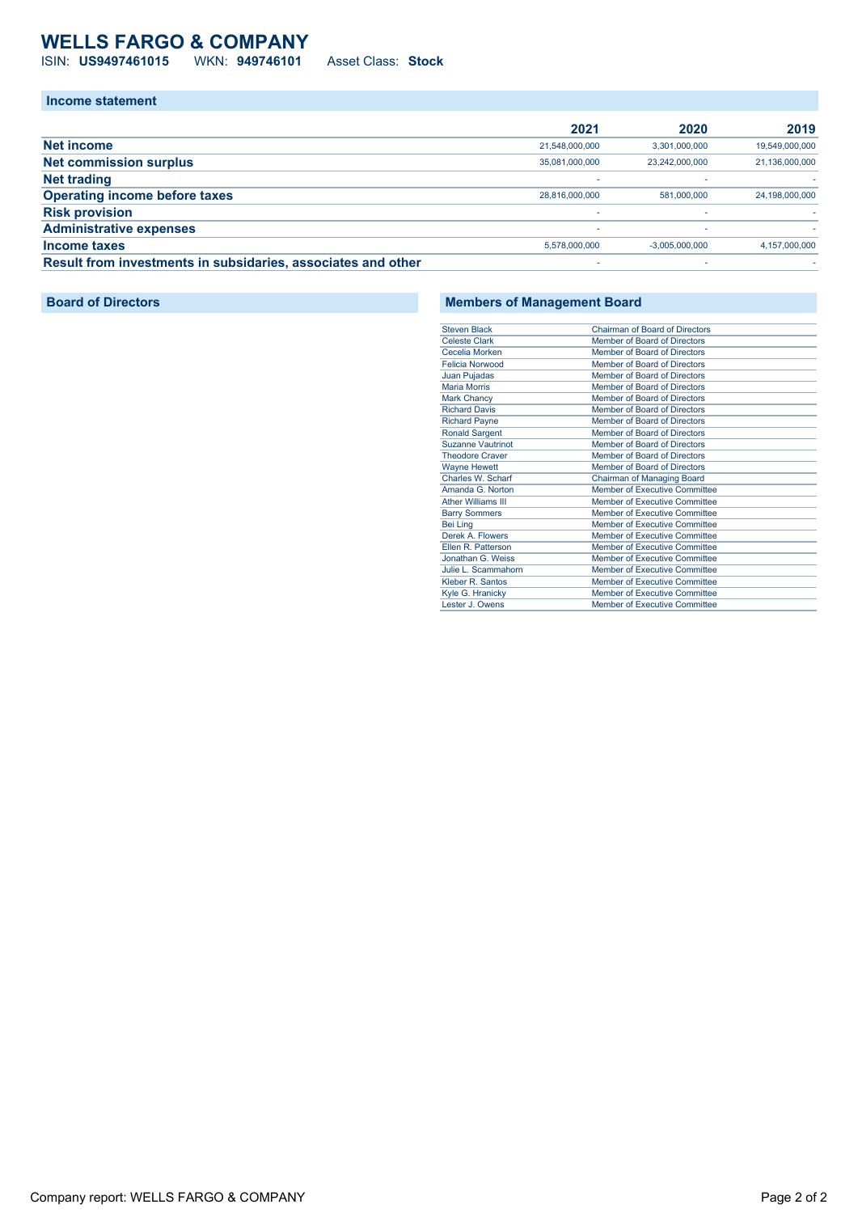# WELLS FARGO & COMPANY

ISIN: **US9497461015** WKN: **949746101** Asset Class: **Stock**

## Income statement

| | 2021 | 2020 | 2019 |
|---|---|---|---|
| **Net income** | 21,548,000,000 | 3,301,000,000 | 19,549,000,000 |
| **Net commission surplus** | 35,081,000,000 | 23,242,000,000 | 21,136,000,000 |
| **Net trading** | - | - | - |
| **Operating income before taxes** | 28,816,000,000 | 581,000,000 | 24,198,000,000 |
| **Risk provision** | - | - | - |
| **Administrative expenses** | - | - | - |
| **Income taxes** | 5,578,000,000 | -3,005,000,000 | 4,157,000,000 |
| **Result from investments in subsidaries, associates and other** | - | - | - |

## Board of Directors

## Members of Management Board

| | |
|---|---|
| Steven Black | Chairman of Board of Directors |
| Celeste Clark | Member of Board of Directors |
| Cecelia Morken | Member of Board of Directors |
| Felicia Norwood | Member of Board of Directors |
| Juan Pujadas | Member of Board of Directors |
| Maria Morris | Member of Board of Directors |
| Mark Chancy | Member of Board of Directors |
| Richard Davis | Member of Board of Directors |
| Richard Payne | Member of Board of Directors |
| Ronald Sargent | Member of Board of Directors |
| Suzanne Vautrinot | Member of Board of Directors |
| Theodore Craver | Member of Board of Directors |
| Wayne Hewett | Member of Board of Directors |
| Charles W. Scharf | Chairman of Managing Board |
| Amanda G. Norton | Member of Executive Committee |
| Ather Williams III | Member of Executive Committee |
| Barry Sommers | Member of Executive Committee |
| Bei Ling | Member of Executive Committee |
| Derek A. Flowers | Member of Executive Committee |
| Ellen R. Patterson | Member of Executive Committee |
| Jonathan G. Weiss | Member of Executive Committee |
| Julie L. Scammahorn | Member of Executive Committee |
| Kleber R. Santos | Member of Executive Committee |
| Kyle G. Hranicky | Member of Executive Committee |
| Lester J. Owens | Member of Executive Committee |